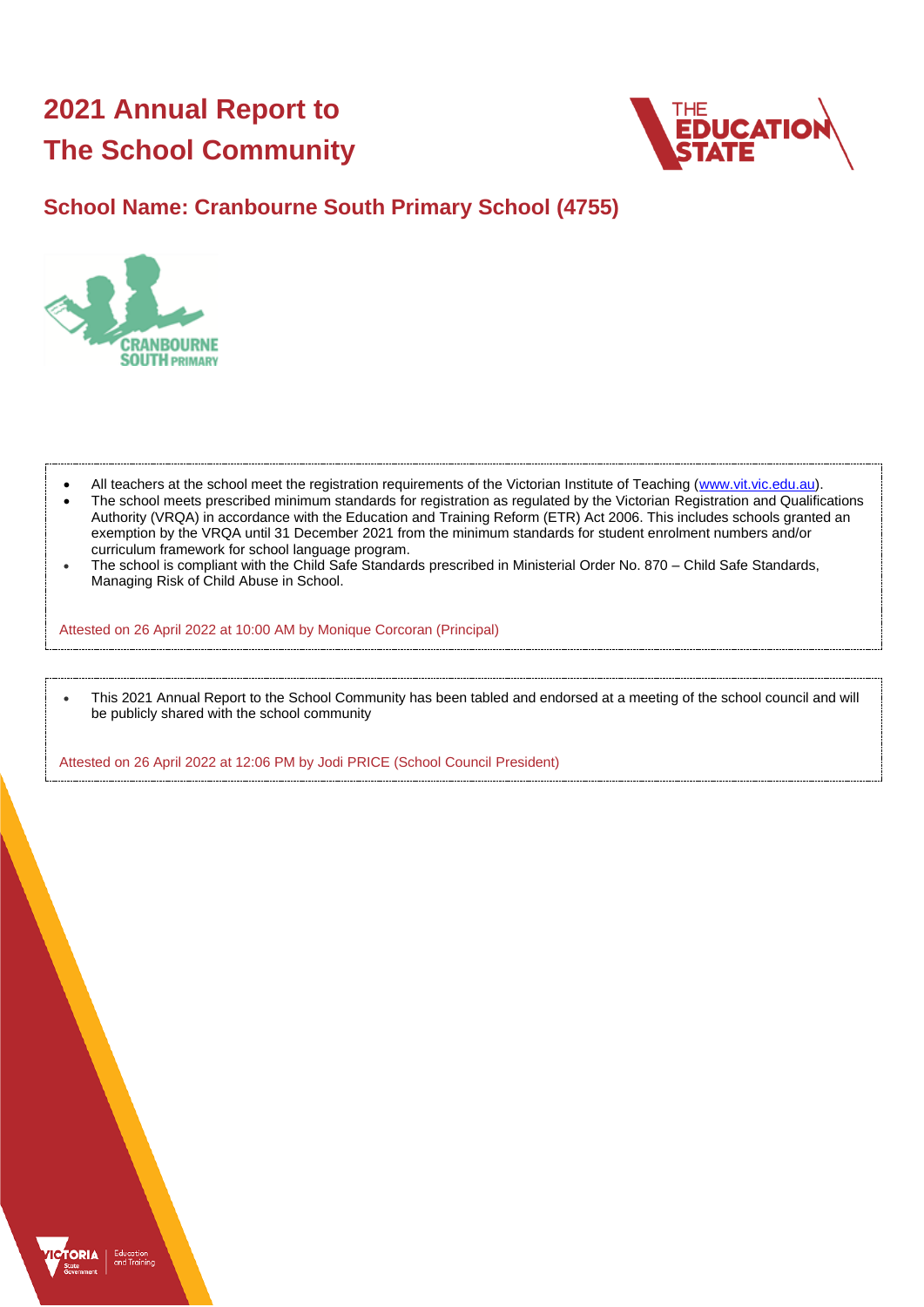# 2021 Annual Report to The School Community

## School Name: Cranbourne South Primary School (4755)

- All teachers at the school meet the registration requirements of the Victorian Institute of Teaching (www.vit.vic.edu.au).
- The school meets prescribed minimum standards for registration as regulated by the Victorian Registration and Qualifications Authority (VRQA) in accordance with the Education and Training Reform (ETR) Act 2006. This includes schools granted an exemption by the VRQA until 31 December 2021 from the minimum standards for student enrolment numbers and/or curriculum framework for school language program.
- The school is compliant with the Child Safe Standards prescribed in Ministerial Order No. 870 – Child Safe Standards, Managing Risk of Child Abuse in School.

Attested on 26 April 2022 at 10:00 AM by Monique Corcoran (Principal)

- This 2021 Annual Report to the School Community has been tabled and endorsed at a meeting of the school council and will be publicly shared with the school community

Attested on 26 April 2022 at 12:06 PM by Jodi PRICE (School Council President)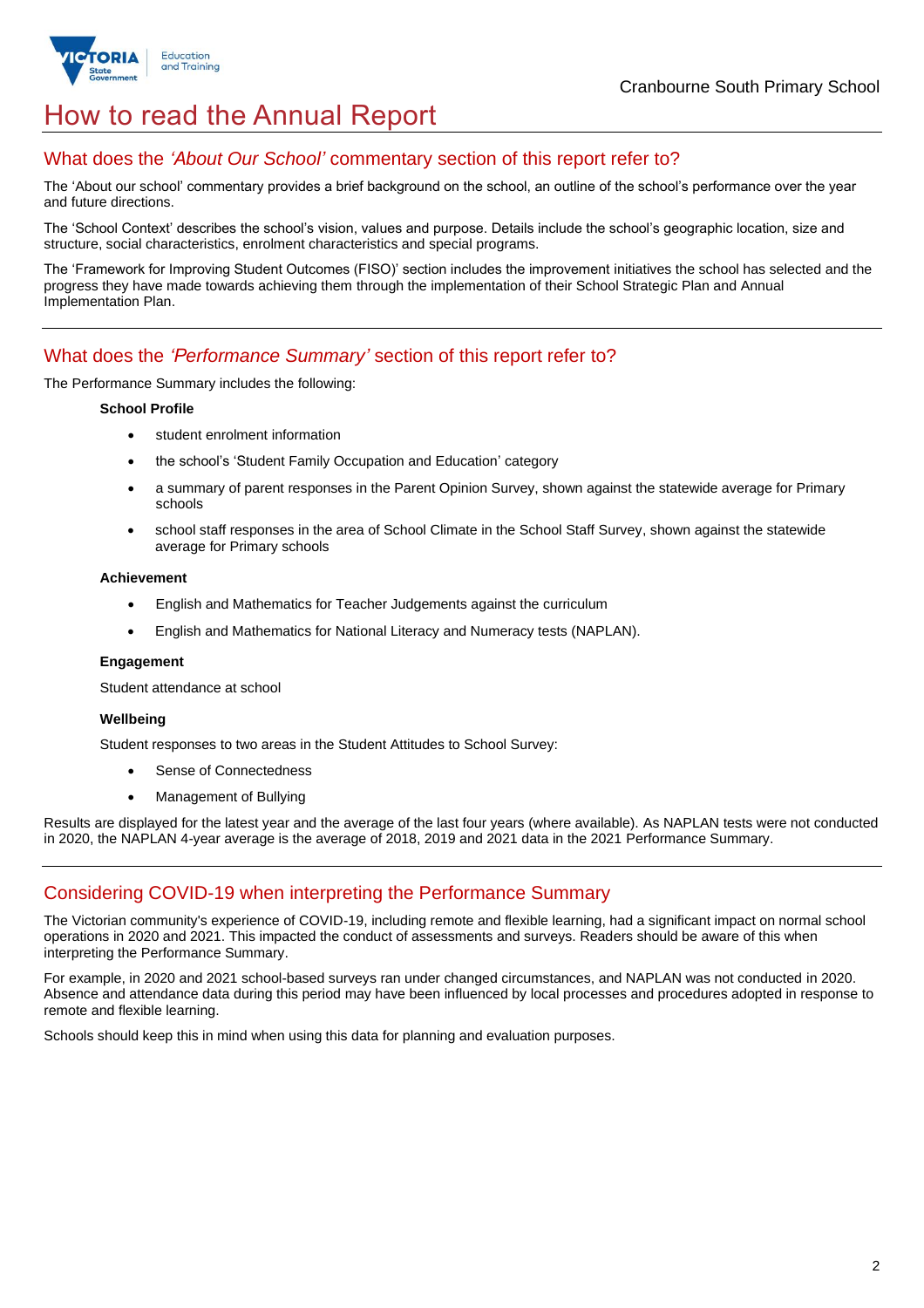# How to read the Annual Report

## What does the *'About Our School'* commentary section of this report refer to?

The 'About our school' commentary provides a brief background on the school, an outline of the school's performance over the year and future directions.

The 'School Context' describes the school's vision, values and purpose. Details include the school's geographic location, size and structure, social characteristics, enrolment characteristics and special programs.

The 'Framework for Improving Student Outcomes (FISO)' section includes the improvement initiatives the school has selected and the progress they have made towards achieving them through the implementation of their School Strategic Plan and Annual Implementation Plan.

## What does the *'Performance Summary'* section of this report refer to?

The Performance Summary includes the following:

**School Profile**

- student enrolment information
- the school's 'Student Family Occupation and Education' category
- a summary of parent responses in the Parent Opinion Survey, shown against the statewide average for Primary schools
- school staff responses in the area of School Climate in the School Staff Survey, shown against the statewide average for Primary schools

**Achievement**

- English and Mathematics for Teacher Judgements against the curriculum
- English and Mathematics for National Literacy and Numeracy tests (NAPLAN).

**Engagement**

Student attendance at school

**Wellbeing**

Student responses to two areas in the Student Attitudes to School Survey:

- Sense of Connectedness
- Management of Bullying

Results are displayed for the latest year and the average of the last four years (where available). As NAPLAN tests were not conducted in 2020, the NAPLAN 4-year average is the average of 2018, 2019 and 2021 data in the 2021 Performance Summary.

## Considering COVID-19 when interpreting the Performance Summary

The Victorian community's experience of COVID-19, including remote and flexible learning, had a significant impact on normal school operations in 2020 and 2021. This impacted the conduct of assessments and surveys. Readers should be aware of this when interpreting the Performance Summary.

For example, in 2020 and 2021 school-based surveys ran under changed circumstances, and NAPLAN was not conducted in 2020. Absence and attendance data during this period may have been influenced by local processes and procedures adopted in response to remote and flexible learning.

Schools should keep this in mind when using this data for planning and evaluation purposes.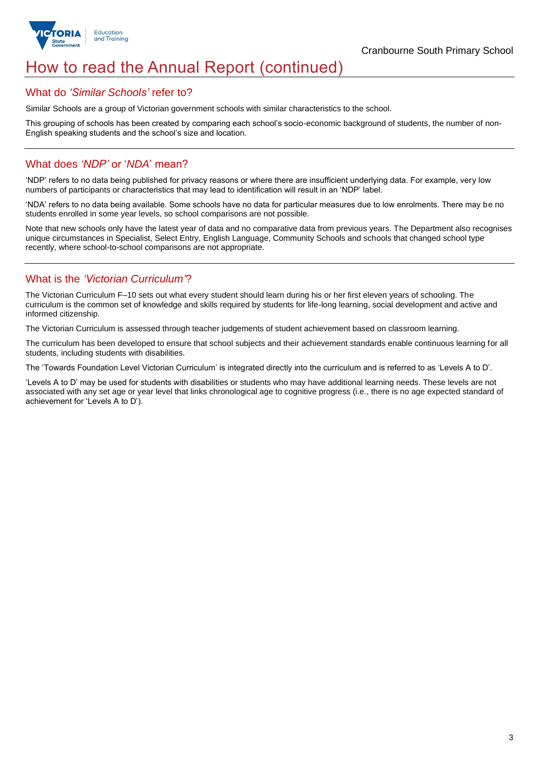# How to read the Annual Report (continued)

## What do *'Similar Schools'* refer to?

Similar Schools are a group of Victorian government schools with similar characteristics to the school.

This grouping of schools has been created by comparing each school's socio-economic background of students, the number of non-English speaking students and the school's size and location.

## What does *'NDP'* or '*NDA*' mean?

'NDP' refers to no data being published for privacy reasons or where there are insufficient underlying data. For example, very low numbers of participants or characteristics that may lead to identification will result in an 'NDP' label.

'NDA' refers to no data being available. Some schools have no data for particular measures due to low enrolments. There may be no students enrolled in some year levels, so school comparisons are not possible.

Note that new schools only have the latest year of data and no comparative data from previous years. The Department also recognises unique circumstances in Specialist, Select Entry, English Language, Community Schools and schools that changed school type recently, where school-to-school comparisons are not appropriate.

## What is the *'Victorian Curriculum'*?

The Victorian Curriculum F–10 sets out what every student should learn during his or her first eleven years of schooling. The curriculum is the common set of knowledge and skills required by students for life-long learning, social development and active and informed citizenship.

The Victorian Curriculum is assessed through teacher judgements of student achievement based on classroom learning.

The curriculum has been developed to ensure that school subjects and their achievement standards enable continuous learning for all students, including students with disabilities.

The 'Towards Foundation Level Victorian Curriculum' is integrated directly into the curriculum and is referred to as 'Levels A to D'.

'Levels A to D' may be used for students with disabilities or students who may have additional learning needs. These levels are not associated with any set age or year level that links chronological age to cognitive progress (i.e., there is no age expected standard of achievement for 'Levels A to D').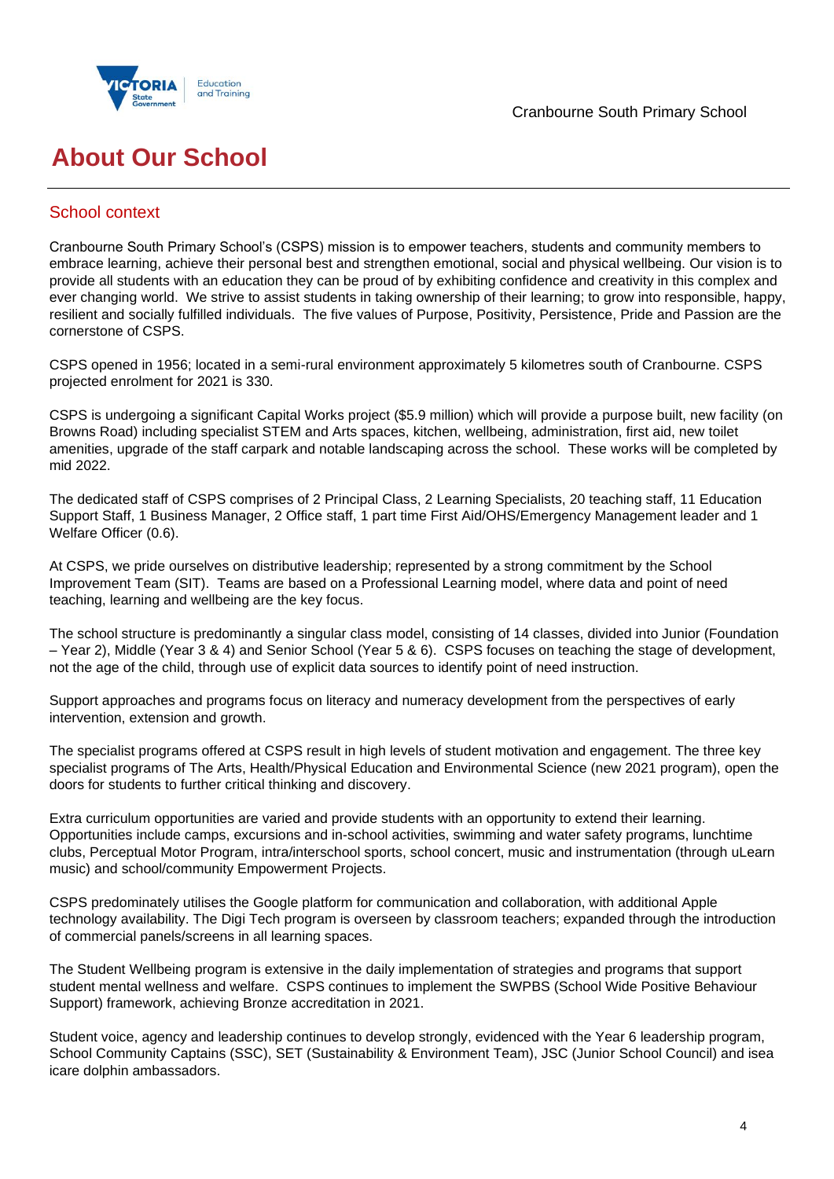# About Our School

## School context

Cranbourne South Primary School's (CSPS) mission is to empower teachers, students and community members to embrace learning, achieve their personal best and strengthen emotional, social and physical wellbeing. Our vision is to provide all students with an education they can be proud of by exhibiting confidence and creativity in this complex and ever changing world. We strive to assist students in taking ownership of their learning; to grow into responsible, happy, resilient and socially fulfilled individuals. The five values of Purpose, Positivity, Persistence, Pride and Passion are the cornerstone of CSPS.

CSPS opened in 1956; located in a semi-rural environment approximately 5 kilometres south of Cranbourne. CSPS projected enrolment for 2021 is 330.

CSPS is undergoing a significant Capital Works project ($5.9 million) which will provide a purpose built, new facility (on Browns Road) including specialist STEM and Arts spaces, kitchen, wellbeing, administration, first aid, new toilet amenities, upgrade of the staff carpark and notable landscaping across the school. These works will be completed by mid 2022.

The dedicated staff of CSPS comprises of 2 Principal Class, 2 Learning Specialists, 20 teaching staff, 11 Education Support Staff, 1 Business Manager, 2 Office staff, 1 part time First Aid/OHS/Emergency Management leader and 1 Welfare Officer (0.6).

At CSPS, we pride ourselves on distributive leadership; represented by a strong commitment by the School Improvement Team (SIT). Teams are based on a Professional Learning model, where data and point of need teaching, learning and wellbeing are the key focus.

The school structure is predominantly a singular class model, consisting of 14 classes, divided into Junior (Foundation – Year 2), Middle (Year 3 & 4) and Senior School (Year 5 & 6). CSPS focuses on teaching the stage of development, not the age of the child, through use of explicit data sources to identify point of need instruction.

Support approaches and programs focus on literacy and numeracy development from the perspectives of early intervention, extension and growth.

The specialist programs offered at CSPS result in high levels of student motivation and engagement. The three key specialist programs of The Arts, Health/Physical Education and Environmental Science (new 2021 program), open the doors for students to further critical thinking and discovery.

Extra curriculum opportunities are varied and provide students with an opportunity to extend their learning. Opportunities include camps, excursions and in-school activities, swimming and water safety programs, lunchtime clubs, Perceptual Motor Program, intra/interschool sports, school concert, music and instrumentation (through uLearn music) and school/community Empowerment Projects.

CSPS predominately utilises the Google platform for communication and collaboration, with additional Apple technology availability. The Digi Tech program is overseen by classroom teachers; expanded through the introduction of commercial panels/screens in all learning spaces.

The Student Wellbeing program is extensive in the daily implementation of strategies and programs that support student mental wellness and welfare. CSPS continues to implement the SWPBS (School Wide Positive Behaviour Support) framework, achieving Bronze accreditation in 2021.

Student voice, agency and leadership continues to develop strongly, evidenced with the Year 6 leadership program, School Community Captains (SSC), SET (Sustainability & Environment Team), JSC (Junior School Council) and isea icare dolphin ambassadors.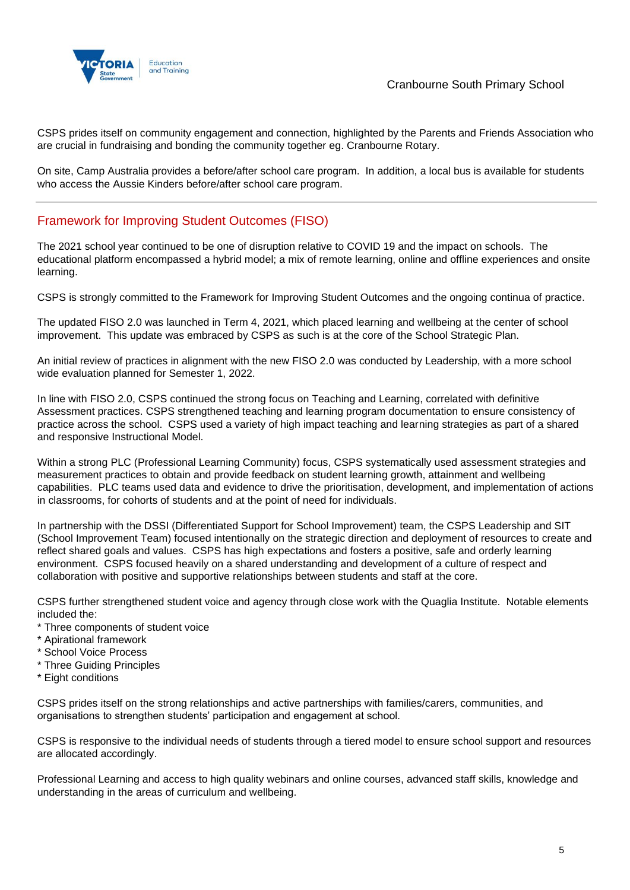CSPS prides itself on community engagement and connection, highlighted by the Parents and Friends Association who are crucial in fundraising and bonding the community together eg. Cranbourne Rotary.

On site, Camp Australia provides a before/after school care program. In addition, a local bus is available for students who access the Aussie Kinders before/after school care program.

## Framework for Improving Student Outcomes (FISO)

The 2021 school year continued to be one of disruption relative to COVID 19 and the impact on schools. The educational platform encompassed a hybrid model; a mix of remote learning, online and offline experiences and onsite learning.

CSPS is strongly committed to the Framework for Improving Student Outcomes and the ongoing continua of practice.

The updated FISO 2.0 was launched in Term 4, 2021, which placed learning and wellbeing at the center of school improvement. This update was embraced by CSPS as such is at the core of the School Strategic Plan.

An initial review of practices in alignment with the new FISO 2.0 was conducted by Leadership, with a more school wide evaluation planned for Semester 1, 2022.

In line with FISO 2.0, CSPS continued the strong focus on Teaching and Learning, correlated with definitive Assessment practices. CSPS strengthened teaching and learning program documentation to ensure consistency of practice across the school. CSPS used a variety of high impact teaching and learning strategies as part of a shared and responsive Instructional Model.

Within a strong PLC (Professional Learning Community) focus, CSPS systematically used assessment strategies and measurement practices to obtain and provide feedback on student learning growth, attainment and wellbeing capabilities. PLC teams used data and evidence to drive the prioritisation, development, and implementation of actions in classrooms, for cohorts of students and at the point of need for individuals.

In partnership with the DSSI (Differentiated Support for School Improvement) team, the CSPS Leadership and SIT (School Improvement Team) focused intentionally on the strategic direction and deployment of resources to create and reflect shared goals and values. CSPS has high expectations and fosters a positive, safe and orderly learning environment. CSPS focused heavily on a shared understanding and development of a culture of respect and collaboration with positive and supportive relationships between students and staff at the core.

CSPS further strengthened student voice and agency through close work with the Quaglia Institute. Notable elements included the:

* Three components of student voice
* Apirational framework
* School Voice Process
* Three Guiding Principles
* Eight conditions

CSPS prides itself on the strong relationships and active partnerships with families/carers, communities, and organisations to strengthen students' participation and engagement at school.

CSPS is responsive to the individual needs of students through a tiered model to ensure school support and resources are allocated accordingly.

Professional Learning and access to high quality webinars and online courses, advanced staff skills, knowledge and understanding in the areas of curriculum and wellbeing.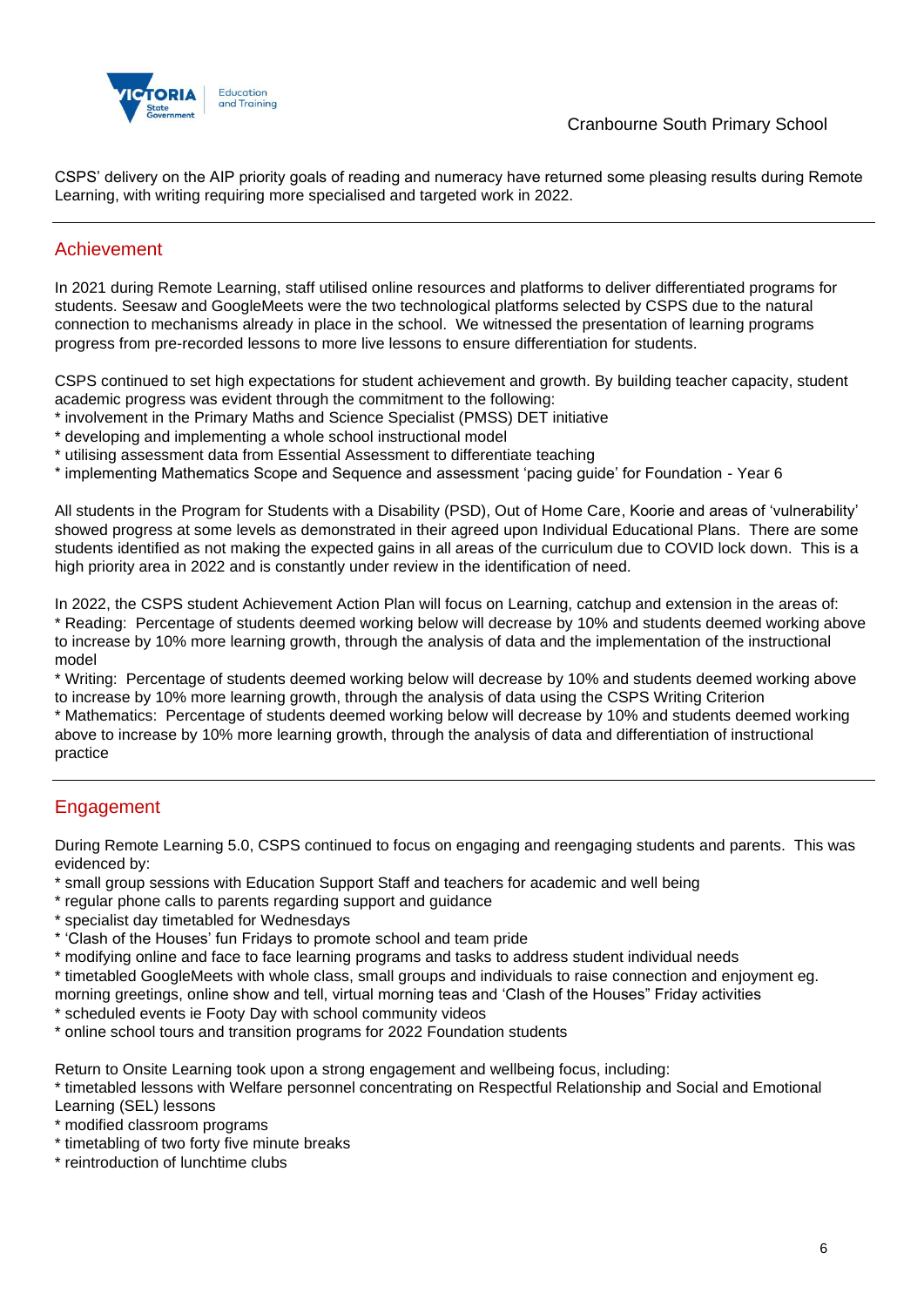CSPS' delivery on the AIP priority goals of reading and numeracy have returned some pleasing results during Remote Learning, with writing requiring more specialised and targeted work in 2022.

## Achievement

In 2021 during Remote Learning, staff utilised online resources and platforms to deliver differentiated programs for students. Seesaw and GoogleMeets were the two technological platforms selected by CSPS due to the natural connection to mechanisms already in place in the school. We witnessed the presentation of learning programs progress from pre-recorded lessons to more live lessons to ensure differentiation for students.

CSPS continued to set high expectations for student achievement and growth. By building teacher capacity, student academic progress was evident through the commitment to the following:

* involvement in the Primary Maths and Science Specialist (PMSS) DET initiative
* developing and implementing a whole school instructional model
* utilising assessment data from Essential Assessment to differentiate teaching
* implementing Mathematics Scope and Sequence and assessment 'pacing guide' for Foundation - Year 6

All students in the Program for Students with a Disability (PSD), Out of Home Care, Koorie and areas of 'vulnerability' showed progress at some levels as demonstrated in their agreed upon Individual Educational Plans. There are some students identified as not making the expected gains in all areas of the curriculum due to COVID lock down. This is a high priority area in 2022 and is constantly under review in the identification of need.

In 2022, the CSPS student Achievement Action Plan will focus on Learning, catchup and extension in the areas of:

* Reading: Percentage of students deemed working below will decrease by 10% and students deemed working above to increase by 10% more learning growth, through the analysis of data and the implementation of the instructional model
* Writing: Percentage of students deemed working below will decrease by 10% and students deemed working above to increase by 10% more learning growth, through the analysis of data using the CSPS Writing Criterion
* Mathematics: Percentage of students deemed working below will decrease by 10% and students deemed working above to increase by 10% more learning growth, through the analysis of data and differentiation of instructional practice

## Engagement

During Remote Learning 5.0, CSPS continued to focus on engaging and reengaging students and parents. This was evidenced by:

* small group sessions with Education Support Staff and teachers for academic and well being
* regular phone calls to parents regarding support and guidance
* specialist day timetabled for Wednesdays
* 'Clash of the Houses' fun Fridays to promote school and team pride
* modifying online and face to face learning programs and tasks to address student individual needs
* timetabled GoogleMeets with whole class, small groups and individuals to raise connection and enjoyment eg. morning greetings, online show and tell, virtual morning teas and 'Clash of the Houses" Friday activities
* scheduled events ie Footy Day with school community videos
* online school tours and transition programs for 2022 Foundation students

Return to Onsite Learning took upon a strong engagement and wellbeing focus, including:

* timetabled lessons with Welfare personnel concentrating on Respectful Relationship and Social and Emotional Learning (SEL) lessons
* modified classroom programs
* timetabling of two forty five minute breaks
* reintroduction of lunchtime clubs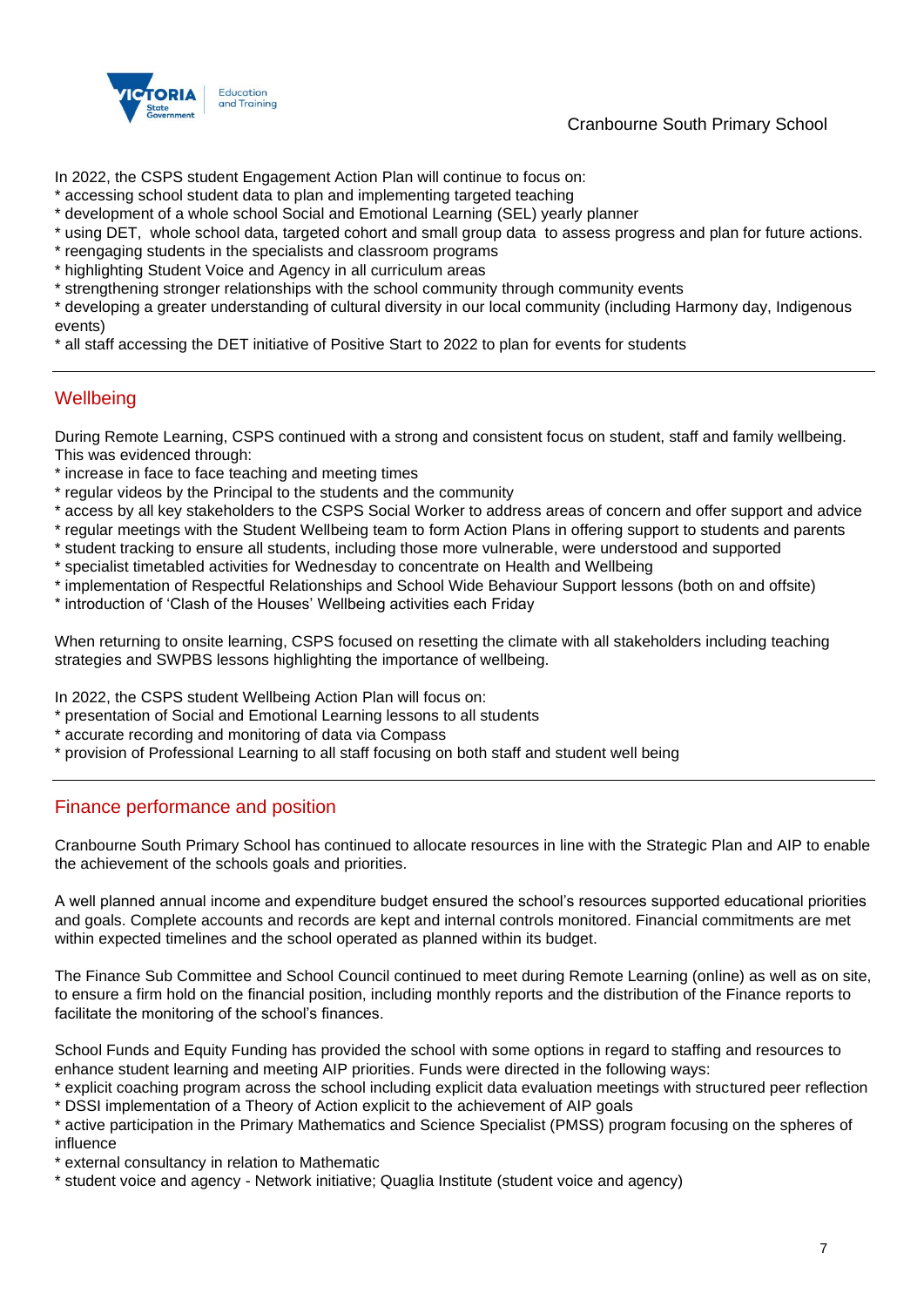In 2022, the CSPS student Engagement Action Plan will continue to focus on:
* accessing school student data to plan and implementing targeted teaching
* development of a whole school Social and Emotional Learning (SEL) yearly planner
* using DET,  whole school data, targeted cohort and small group data  to assess progress and plan for future actions.
* reengaging students in the specialists and classroom programs
* highlighting Student Voice and Agency in all curriculum areas
* strengthening stronger relationships with the school community through community events
* developing a greater understanding of cultural diversity in our local community (including Harmony day, Indigenous events)
* all staff accessing the DET initiative of Positive Start to 2022 to plan for events for students

## Wellbeing

During Remote Learning, CSPS continued with a strong and consistent focus on student, staff and family wellbeing. This was evidenced through:
* increase in face to face teaching and meeting times
* regular videos by the Principal to the students and the community
* access by all key stakeholders to the CSPS Social Worker to address areas of concern and offer support and advice
* regular meetings with the Student Wellbeing team to form Action Plans in offering support to students and parents
* student tracking to ensure all students, including those more vulnerable, were understood and supported
* specialist timetabled activities for Wednesday to concentrate on Health and Wellbeing
* implementation of Respectful Relationships and School Wide Behaviour Support lessons (both on and offsite)
* introduction of 'Clash of the Houses' Wellbeing activities each Friday

When returning to onsite learning, CSPS focused on resetting the climate with all stakeholders including teaching strategies and SWPBS lessons highlighting the importance of wellbeing.

In 2022, the CSPS student Wellbeing Action Plan will focus on:
* presentation of Social and Emotional Learning lessons to all students
* accurate recording and monitoring of data via Compass
* provision of Professional Learning to all staff focusing on both staff and student well being

## Finance performance and position

Cranbourne South Primary School has continued to allocate resources in line with the Strategic Plan and AIP to enable the achievement of the schools goals and priorities.

A well planned annual income and expenditure budget ensured the school's resources supported educational priorities and goals. Complete accounts and records are kept and internal controls monitored. Financial commitments are met within expected timelines and the school operated as planned within its budget.

The Finance Sub Committee and School Council continued to meet during Remote Learning (online) as well as on site, to ensure a firm hold on the financial position, including monthly reports and the distribution of the Finance reports to facilitate the monitoring of the school's finances.

School Funds and Equity Funding has provided the school with some options in regard to staffing and resources to enhance student learning and meeting AIP priorities. Funds were directed in the following ways:
* explicit coaching program across the school including explicit data evaluation meetings with structured peer reflection
* DSSI implementation of a Theory of Action explicit to the achievement of AIP goals
* active participation in the Primary Mathematics and Science Specialist (PMSS) program focusing on the spheres of influence
* external consultancy in relation to Mathematic
* student voice and agency - Network initiative; Quaglia Institute (student voice and agency)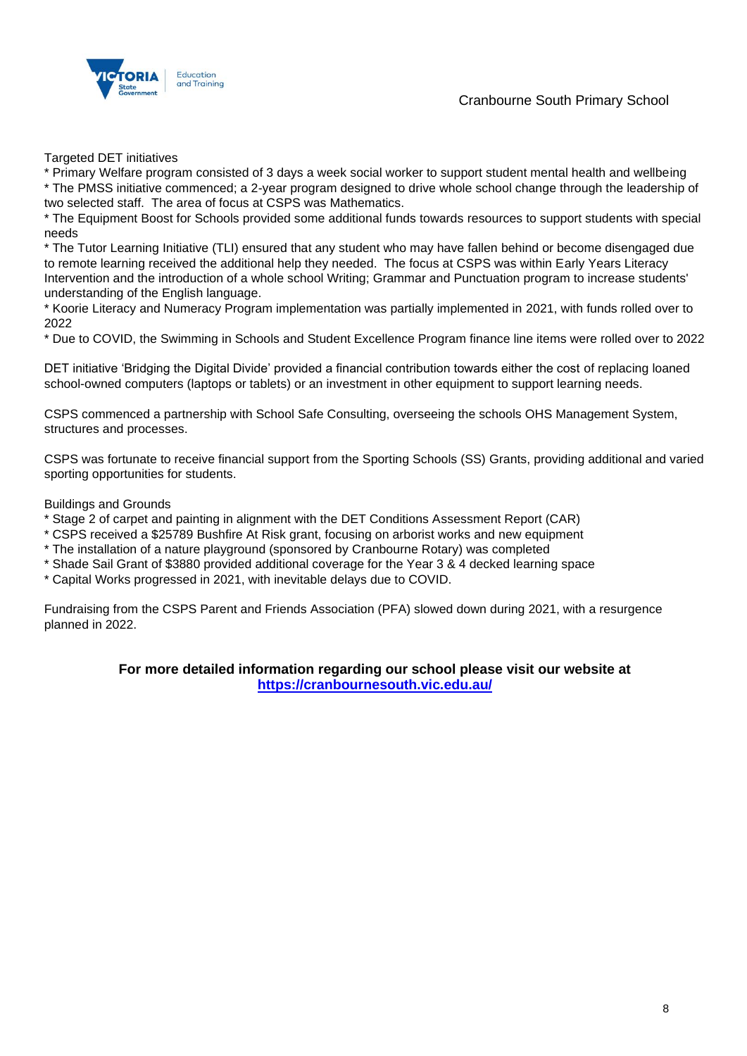Targeted DET initiatives

* Primary Welfare program consisted of 3 days a week social worker to support student mental health and wellbeing
* The PMSS initiative commenced; a 2-year program designed to drive whole school change through the leadership of two selected staff. The area of focus at CSPS was Mathematics.
* The Equipment Boost for Schools provided some additional funds towards resources to support students with special needs
* The Tutor Learning Initiative (TLI) ensured that any student who may have fallen behind or become disengaged due to remote learning received the additional help they needed. The focus at CSPS was within Early Years Literacy Intervention and the introduction of a whole school Writing; Grammar and Punctuation program to increase students' understanding of the English language.
* Koorie Literacy and Numeracy Program implementation was partially implemented in 2021, with funds rolled over to 2022
* Due to COVID, the Swimming in Schools and Student Excellence Program finance line items were rolled over to 2022

DET initiative 'Bridging the Digital Divide' provided a financial contribution towards either the cost of replacing loaned school-owned computers (laptops or tablets) or an investment in other equipment to support learning needs.

CSPS commenced a partnership with School Safe Consulting, overseeing the schools OHS Management System, structures and processes.

CSPS was fortunate to receive financial support from the Sporting Schools (SS) Grants, providing additional and varied sporting opportunities for students.

Buildings and Grounds

* Stage 2 of carpet and painting in alignment with the DET Conditions Assessment Report (CAR)
* CSPS received a $25789 Bushfire At Risk grant, focusing on arborist works and new equipment
* The installation of a nature playground (sponsored by Cranbourne Rotary) was completed
* Shade Sail Grant of $3880 provided additional coverage for the Year 3 & 4 decked learning space
* Capital Works progressed in 2021, with inevitable delays due to COVID.

Fundraising from the CSPS Parent and Friends Association (PFA) slowed down during 2021, with a resurgence planned in 2022.

**For more detailed information regarding our school please visit our website at [https://cranbournesouth.vic.edu.au/](https://cranbournesouth.vic.edu.au/)**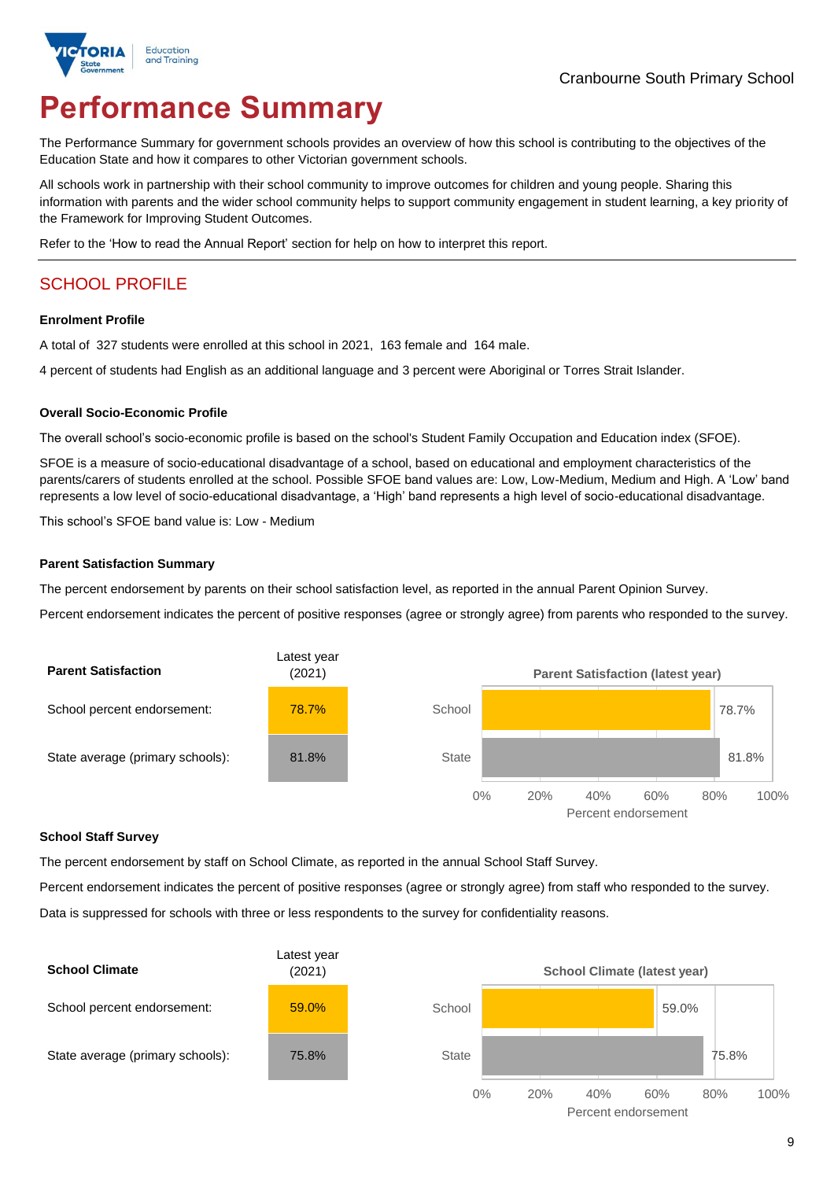Cranbourne South Primary School

# Performance Summary

The Performance Summary for government schools provides an overview of how this school is contributing to the objectives of the Education State and how it compares to other Victorian government schools.

All schools work in partnership with their school community to improve outcomes for children and young people. Sharing this information with parents and the wider school community helps to support community engagement in student learning, a key priority of the Framework for Improving Student Outcomes.

Refer to the 'How to read the Annual Report' section for help on how to interpret this report.

## SCHOOL PROFILE

### Enrolment Profile

A total of 327 students were enrolled at this school in 2021, 163 female and 164 male.

4 percent of students had English as an additional language and 3 percent were Aboriginal or Torres Strait Islander.

### Overall Socio-Economic Profile

The overall school's socio-economic profile is based on the school's Student Family Occupation and Education index (SFOE).

SFOE is a measure of socio-educational disadvantage of a school, based on educational and employment characteristics of the parents/carers of students enrolled at the school. Possible SFOE band values are: Low, Low-Medium, Medium and High. A 'Low' band represents a low level of socio-educational disadvantage, a 'High' band represents a high level of socio-educational disadvantage.

This school's SFOE band value is: Low - Medium

### Parent Satisfaction Summary

The percent endorsement by parents on their school satisfaction level, as reported in the annual Parent Opinion Survey.

Percent endorsement indicates the percent of positive responses (agree or strongly agree) from parents who responded to the survey.

| Parent Satisfaction | Latest year (2021) |
|---|---|
| School percent endorsement: | 78.7% |
| State average (primary schools): | 81.8% |

Parent Satisfaction (latest year)

| | Percent endorsement |
|---|---|
| School | 78.7% |
| State | 81.8% |

### School Staff Survey

The percent endorsement by staff on School Climate, as reported in the annual School Staff Survey.

Percent endorsement indicates the percent of positive responses (agree or strongly agree) from staff who responded to the survey.

Data is suppressed for schools with three or less respondents to the survey for confidentiality reasons.

| School Climate | Latest year (2021) |
|---|---|
| School percent endorsement: | 59.0% |
| State average (primary schools): | 75.8% |

School Climate (latest year)

| | Percent endorsement |
|---|---|
| School | 59.0% |
| State | 75.8% |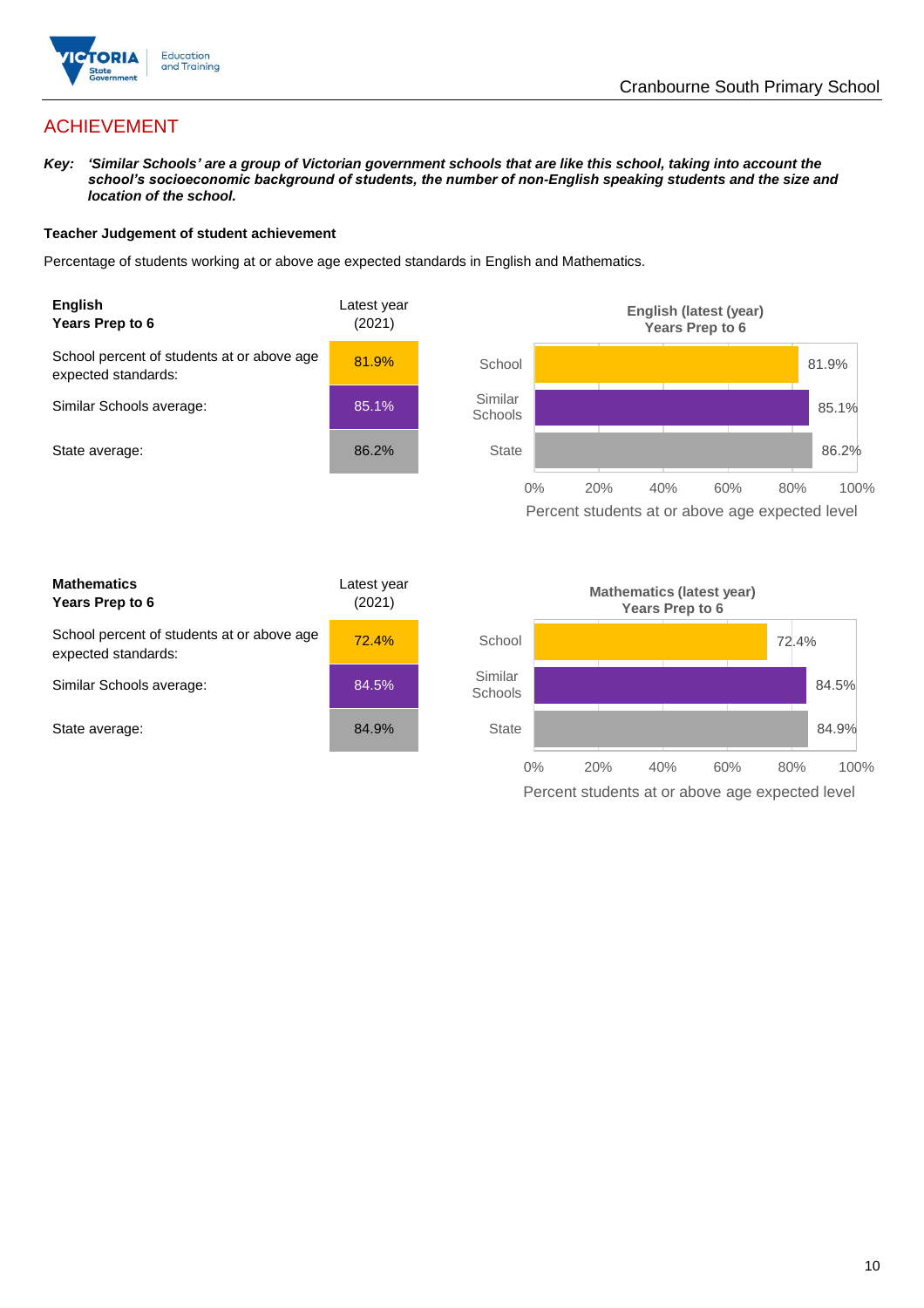# ACHIEVEMENT

***Key:** 'Similar Schools' are a group of Victorian government schools that are like this school, taking into account the school's socioeconomic background of students, the number of non-English speaking students and the size and location of the school.*

**Teacher Judgement of student achievement**

Percentage of students working at or above age expected standards in English and Mathematics.

| **English**<br>**Years Prep to 6** | Latest year (2021) |
|---|---|
| School percent of students at or above age expected standards: | 81.9% |
| Similar Schools average: | 85.1% |
| State average: | 86.2% |

**English (latest (year)**
**Years Prep to 6**

| | Percent students at or above age expected level |
|---|---|
| School | 81.9% |
| Similar Schools | 85.1% |
| State | 86.2% |

| **Mathematics**<br>**Years Prep to 6** | Latest year (2021) |
|---|---|
| School percent of students at or above age expected standards: | 72.4% |
| Similar Schools average: | 84.5% |
| State average: | 84.9% |

**Mathematics (latest year)**
**Years Prep to 6**

| | Percent students at or above age expected level |
|---|---|
| School | 72.4% |
| Similar Schools | 84.5% |
| State | 84.9% |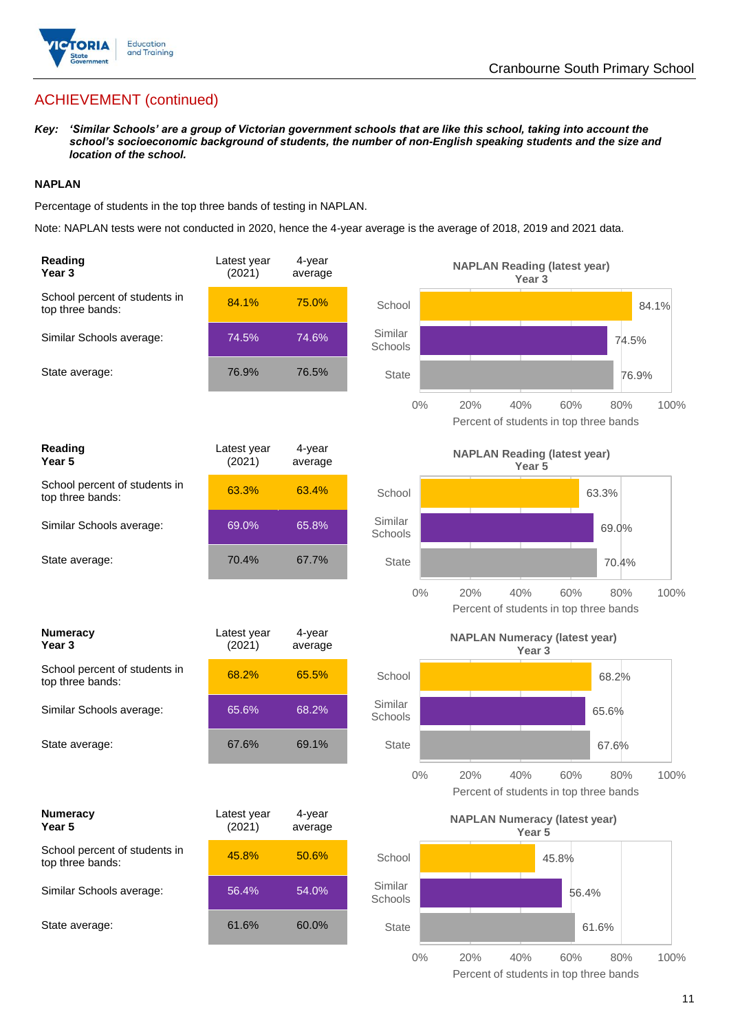## ACHIEVEMENT (continued)

***Key:*** ***'Similar Schools' are a group of Victorian government schools that are like this school, taking into account the school's socioeconomic background of students, the number of non-English speaking students and the size and location of the school.***

**NAPLAN**

Percentage of students in the top three bands of testing in NAPLAN.

Note: NAPLAN tests were not conducted in 2020, hence the 4-year average is the average of 2018, 2019 and 2021 data.

| **Reading Year 3** | Latest year (2021) | 4-year average |
|---|---|---|
| School percent of students in top three bands: | 84.1% | 75.0% |
| Similar Schools average: | 74.5% | 74.6% |
| State average: | 76.9% | 76.5% |

**NAPLAN Reading (latest year) Year 3**

| | Percent of students in top three bands |
|---|---|
| School | 84.1% |
| Similar Schools | 74.5% |
| State | 76.9% |

| **Reading Year 5** | Latest year (2021) | 4-year average |
|---|---|---|
| School percent of students in top three bands: | 63.3% | 63.4% |
| Similar Schools average: | 69.0% | 65.8% |
| State average: | 70.4% | 67.7% |

**NAPLAN Reading (latest year) Year 5**

| | Percent of students in top three bands |
|---|---|
| School | 63.3% |
| Similar Schools | 69.0% |
| State | 70.4% |

| **Numeracy Year 3** | Latest year (2021) | 4-year average |
|---|---|---|
| School percent of students in top three bands: | 68.2% | 65.5% |
| Similar Schools average: | 65.6% | 68.2% |
| State average: | 67.6% | 69.1% |

**NAPLAN Numeracy (latest year) Year 3**

| | Percent of students in top three bands |
|---|---|
| School | 68.2% |
| Similar Schools | 65.6% |
| State | 67.6% |

| **Numeracy Year 5** | Latest year (2021) | 4-year average |
|---|---|---|
| School percent of students in top three bands: | 45.8% | 50.6% |
| Similar Schools average: | 56.4% | 54.0% |
| State average: | 61.6% | 60.0% |

**NAPLAN Numeracy (latest year) Year 5**

| | Percent of students in top three bands |
|---|---|
| School | 45.8% |
| Similar Schools | 56.4% |
| State | 61.6% |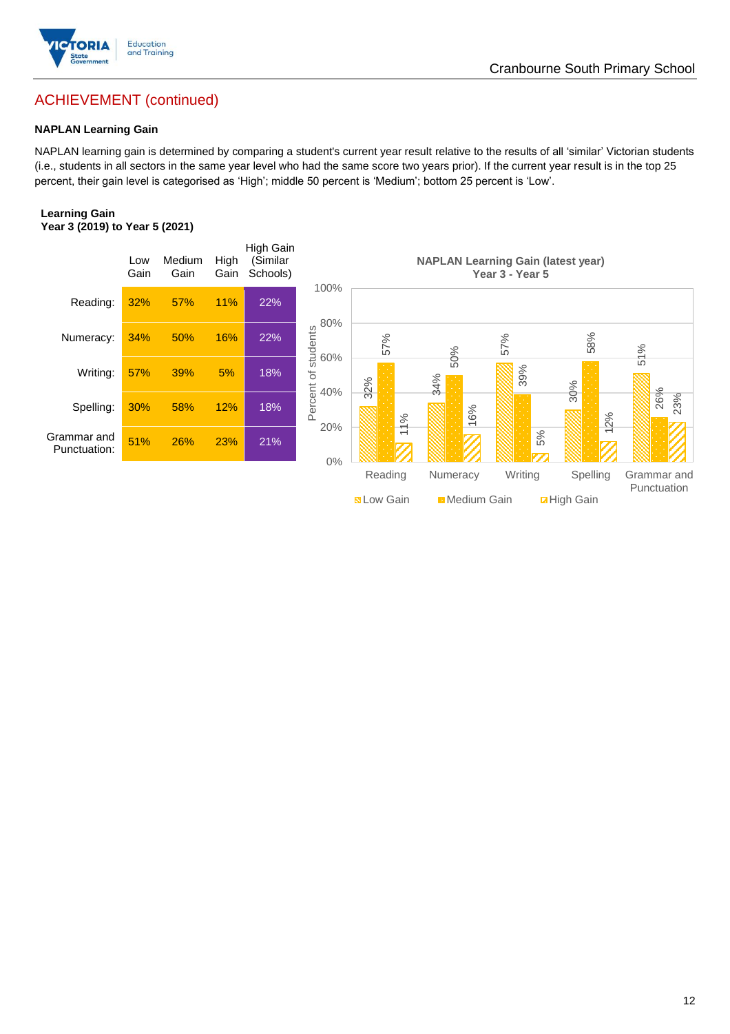## ACHIEVEMENT (continued)

### NAPLAN Learning Gain

NAPLAN learning gain is determined by comparing a student's current year result relative to the results of all 'similar' Victorian students (i.e., students in all sectors in the same year level who had the same score two years prior). If the current year result is in the top 25 percent, their gain level is categorised as 'High'; middle 50 percent is 'Medium'; bottom 25 percent is 'Low'.

**Learning Gain**
**Year 3 (2019) to Year 5 (2021)**

| | Low Gain | Medium Gain | High Gain | High Gain (Similar Schools) |
|---|---|---|---|---|
| Reading: | 32% | 57% | 11% | 22% |
| Numeracy: | 34% | 50% | 16% | 22% |
| Writing: | 57% | 39% | 5% | 18% |
| Spelling: | 30% | 58% | 12% | 18% |
| Grammar and Punctuation: | 51% | 26% | 23% | 21% |

**NAPLAN Learning Gain (latest year)**
**Year 3 - Year 5**

| | Low Gain | Medium Gain | High Gain |
|---|---|---|---|
| Reading | 32% | 57% | 11% |
| Numeracy | 34% | 50% | 16% |
| Writing | 57% | 39% | 5% |
| Spelling | 30% | 58% | 12% |
| Grammar and Punctuation | 51% | 26% | 23% |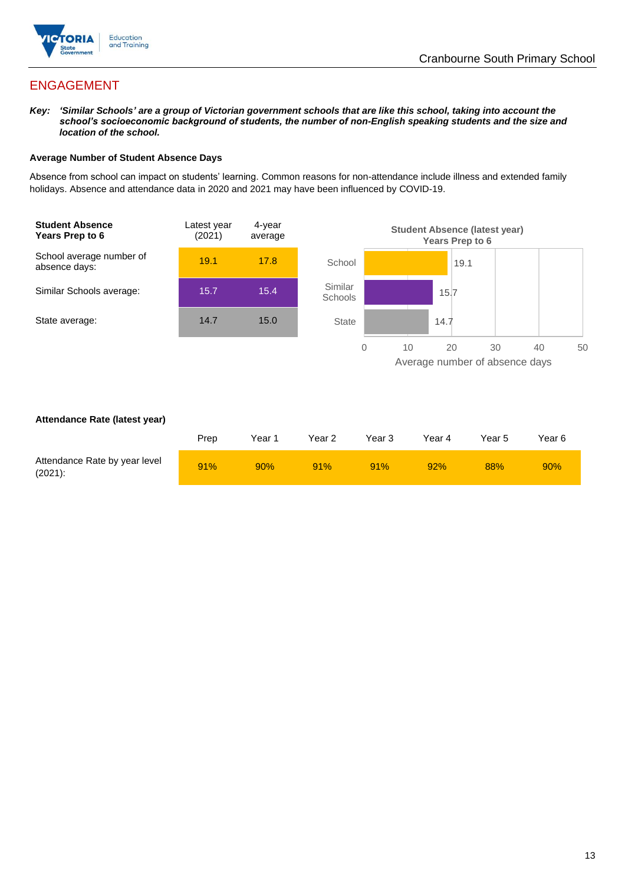## ENGAGEMENT

***Key:** 'Similar Schools' are a group of Victorian government schools that are like this school, taking into account the school's socioeconomic background of students, the number of non-English speaking students and the size and location of the school.*

**Average Number of Student Absence Days**

Absence from school can impact on students' learning. Common reasons for non-attendance include illness and extended family holidays. Absence and attendance data in 2020 and 2021 may have been influenced by COVID-19.

| **Student Absence Years Prep to 6** | Latest year (2021) | 4-year average |
|---|---|---|
| School average number of absence days: | 19.1 | 17.8 |
| Similar Schools average: | 15.7 | 15.4 |
| State average: | 14.7 | 15.0 |

**Student Absence (latest year) Years Prep to 6**

| | Average number of absence days |
|---|---|
| School | 19.1 |
| Similar Schools | 15.7 |
| State | 14.7 |

**Attendance Rate (latest year)**

| | Prep | Year 1 | Year 2 | Year 3 | Year 4 | Year 5 | Year 6 |
|---|---|---|---|---|---|---|---|
| Attendance Rate by year level (2021): | 91% | 90% | 91% | 91% | 92% | 88% | 90% |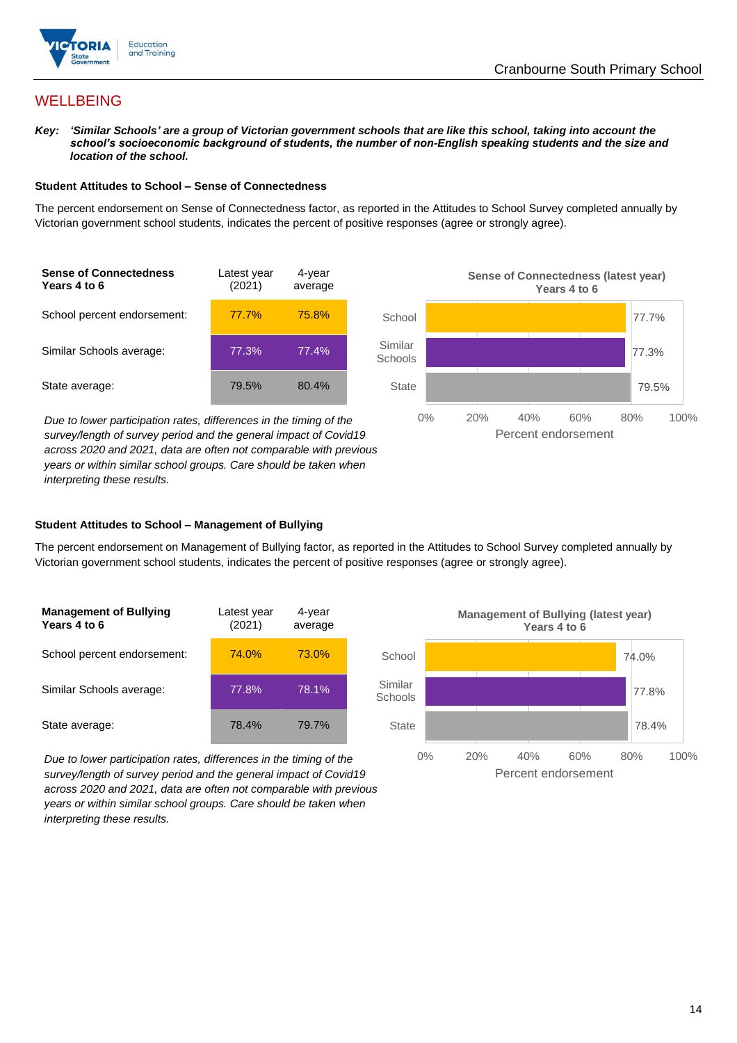## WELLBEING

***Key:*** ***'Similar Schools' are a group of Victorian government schools that are like this school, taking into account the school's socioeconomic background of students, the number of non-English speaking students and the size and location of the school.***

### Student Attitudes to School – Sense of Connectedness

The percent endorsement on Sense of Connectedness factor, as reported in the Attitudes to School Survey completed annually by Victorian government school students, indicates the percent of positive responses (agree or strongly agree).

| Sense of Connectedness Years 4 to 6 | Latest year (2021) | 4-year average |
|---|---|---|
| School percent endorsement: | 77.7% | 75.8% |
| Similar Schools average: | 77.3% | 77.4% |
| State average: | 79.5% | 80.4% |

*Due to lower participation rates, differences in the timing of the survey/length of survey period and the general impact of Covid19 across 2020 and 2021, data are often not comparable with previous years or within similar school groups. Care should be taken when interpreting these results.*

**Sense of Connectedness (latest year) Years 4 to 6**

| | Percent endorsement |
|---|---|
| School | 77.7% |
| Similar Schools | 77.3% |
| State | 79.5% |

### Student Attitudes to School – Management of Bullying

The percent endorsement on Management of Bullying factor, as reported in the Attitudes to School Survey completed annually by Victorian government school students, indicates the percent of positive responses (agree or strongly agree).

| Management of Bullying Years 4 to 6 | Latest year (2021) | 4-year average |
|---|---|---|
| School percent endorsement: | 74.0% | 73.0% |
| Similar Schools average: | 77.8% | 78.1% |
| State average: | 78.4% | 79.7% |

*Due to lower participation rates, differences in the timing of the survey/length of survey period and the general impact of Covid19 across 2020 and 2021, data are often not comparable with previous years or within similar school groups. Care should be taken when interpreting these results.*

**Management of Bullying (latest year) Years 4 to 6**

| | Percent endorsement |
|---|---|
| School | 74.0% |
| Similar Schools | 77.8% |
| State | 78.4% |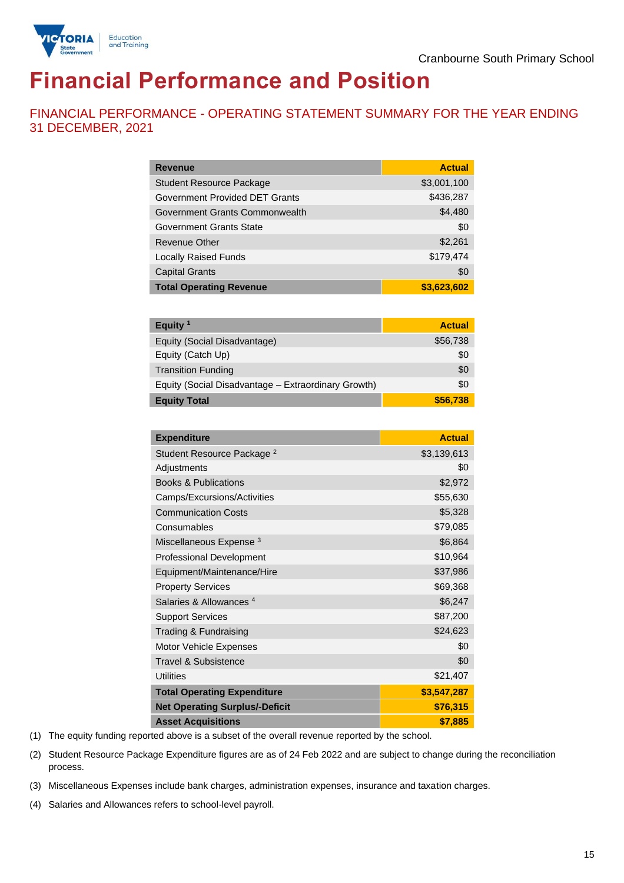# Financial Performance and Position

## FINANCIAL PERFORMANCE - OPERATING STATEMENT SUMMARY FOR THE YEAR ENDING 31 DECEMBER, 2021

| Revenue | Actual |
|---|---|
| Student Resource Package | $3,001,100 |
| Government Provided DET Grants | $436,287 |
| Government Grants Commonwealth | $4,480 |
| Government Grants State | $0 |
| Revenue Other | $2,261 |
| Locally Raised Funds | $179,474 |
| Capital Grants | $0 |
| **Total Operating Revenue** | **$3,623,602** |

| Equity [1] | Actual |
|---|---|
| Equity (Social Disadvantage) | $56,738 |
| Equity (Catch Up) | $0 |
| Transition Funding | $0 |
| Equity (Social Disadvantage – Extraordinary Growth) | $0 |
| **Equity Total** | **$56,738** |

| Expenditure | Actual |
|---|---|
| Student Resource Package [2] | $3,139,613 |
| Adjustments | $0 |
| Books & Publications | $2,972 |
| Camps/Excursions/Activities | $55,630 |
| Communication Costs | $5,328 |
| Consumables | $79,085 |
| Miscellaneous Expense [3] | $6,864 |
| Professional Development | $10,964 |
| Equipment/Maintenance/Hire | $37,986 |
| Property Services | $69,368 |
| Salaries & Allowances [4] | $6,247 |
| Support Services | $87,200 |
| Trading & Fundraising | $24,623 |
| Motor Vehicle Expenses | $0 |
| Travel & Subsistence | $0 |
| Utilities | $21,407 |
| **Total Operating Expenditure** | **$3,547,287** |
| **Net Operating Surplus/-Deficit** | **$76,315** |
| **Asset Acquisitions** | **$7,885** |

(1) The equity funding reported above is a subset of the overall revenue reported by the school.

(2) Student Resource Package Expenditure figures are as of 24 Feb 2022 and are subject to change during the reconciliation process.

(3) Miscellaneous Expenses include bank charges, administration expenses, insurance and taxation charges.

(4) Salaries and Allowances refers to school-level payroll.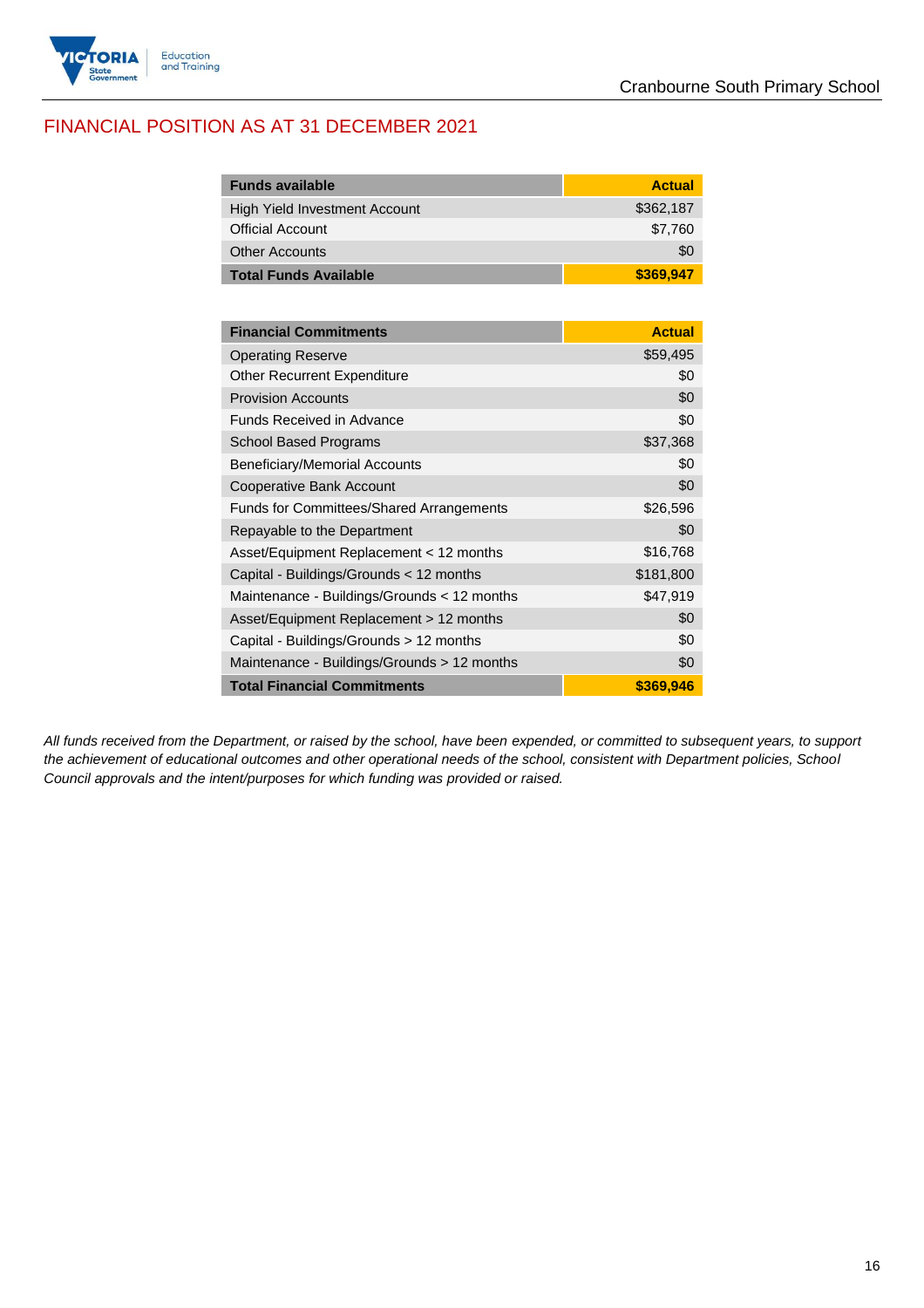# FINANCIAL POSITION AS AT 31 DECEMBER 2021

| Funds available | Actual |
|---|---|
| High Yield Investment Account | $362,187 |
| Official Account | $7,760 |
| Other Accounts | $0 |
| **Total Funds Available** | **$369,947** |

| Financial Commitments | Actual |
|---|---|
| Operating Reserve | $59,495 |
| Other Recurrent Expenditure | $0 |
| Provision Accounts | $0 |
| Funds Received in Advance | $0 |
| School Based Programs | $37,368 |
| Beneficiary/Memorial Accounts | $0 |
| Cooperative Bank Account | $0 |
| Funds for Committees/Shared Arrangements | $26,596 |
| Repayable to the Department | $0 |
| Asset/Equipment Replacement < 12 months | $16,768 |
| Capital - Buildings/Grounds < 12 months | $181,800 |
| Maintenance - Buildings/Grounds < 12 months | $47,919 |
| Asset/Equipment Replacement > 12 months | $0 |
| Capital - Buildings/Grounds > 12 months | $0 |
| Maintenance - Buildings/Grounds > 12 months | $0 |
| **Total Financial Commitments** | **$369,946** |

*All funds received from the Department, or raised by the school, have been expended, or committed to subsequent years, to support the achievement of educational outcomes and other operational needs of the school, consistent with Department policies, School Council approvals and the intent/purposes for which funding was provided or raised.*